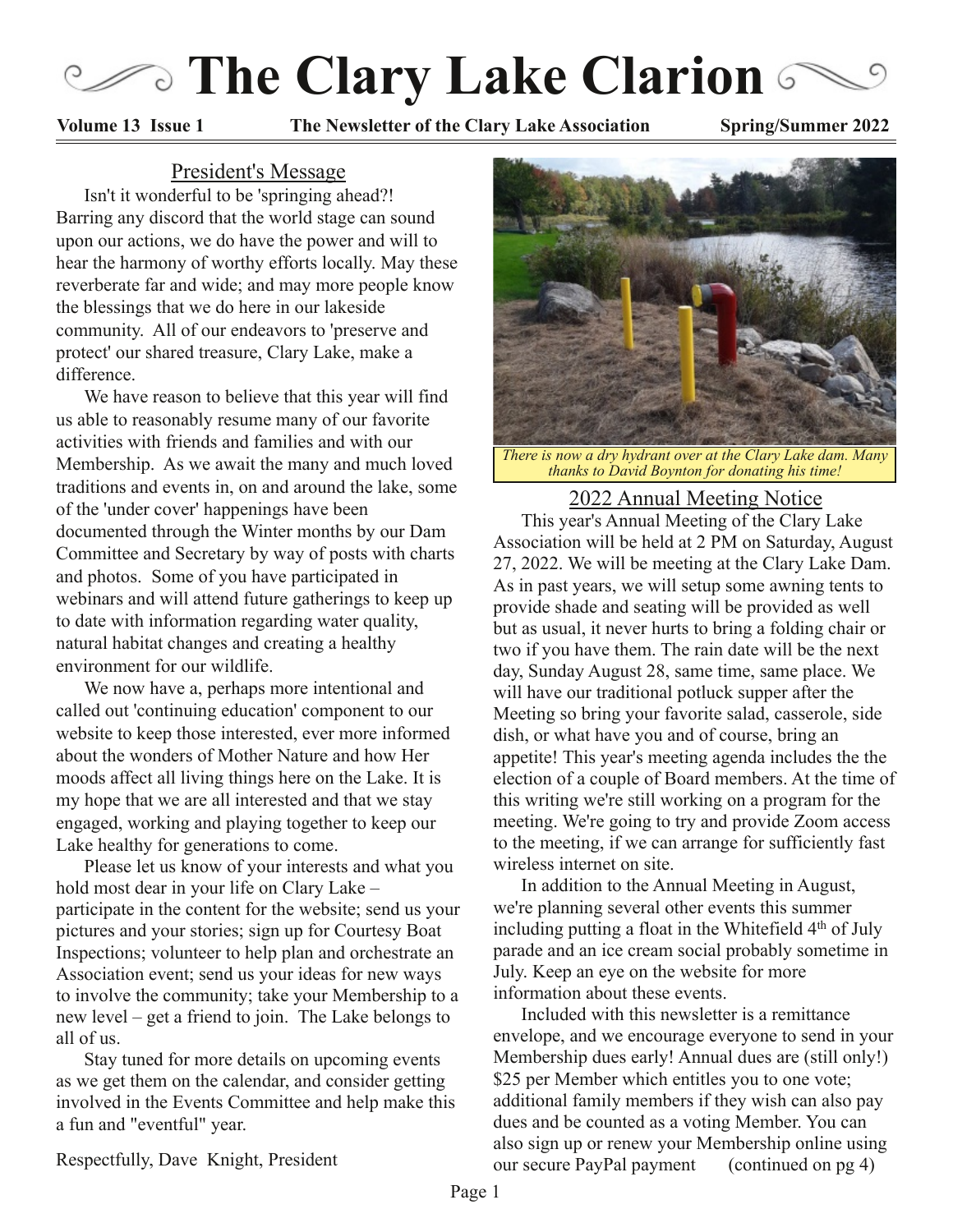# The Clary Lake Clarion

**Volume 13 Issue 1** **The Newsletter of the Clary Lake Association** **Spring/Summer 2022**

## President's Message

Isn't it wonderful to be 'springing ahead?! Barring any discord that the world stage can sound upon our actions, we do have the power and will to hear the harmony of worthy efforts locally. May these reverberate far and wide; and may more people know the blessings that we do here in our lakeside community. All of our endeavors to 'preserve and protect' our shared treasure, Clary Lake, make a difference.

We have reason to believe that this year will find us able to reasonably resume many of our favorite activities with friends and families and with our Membership. As we await the many and much loved traditions and events in, on and around the lake, some of the 'under cover' happenings have been documented through the Winter months by our Dam Committee and Secretary by way of posts with charts and photos. Some of you have participated in webinars and will attend future gatherings to keep up to date with information regarding water quality, natural habitat changes and creating a healthy environment for our wildlife.

We now have a, perhaps more intentional and called out 'continuing education' component to our website to keep those interested, ever more informed about the wonders of Mother Nature and how Her moods affect all living things here on the Lake. It is my hope that we are all interested and that we stay engaged, working and playing together to keep our Lake healthy for generations to come.

Please let us know of your interests and what you hold most dear in your life on Clary Lake – participate in the content for the website; send us your pictures and your stories; sign up for Courtesy Boat Inspections; volunteer to help plan and orchestrate an Association event; send us your ideas for new ways to involve the community; take your Membership to a new level – get a friend to join. The Lake belongs to all of us.

Stay tuned for more details on upcoming events as we get them on the calendar, and consider getting involved in the Events Committee and help make this a fun and "eventful" year.

Respectfully, Dave Knight, President

*There is now a dry hydrant over at the Clary Lake dam. Many thanks to David Boynton for donating his time!*

## 2022 Annual Meeting Notice

This year's Annual Meeting of the Clary Lake Association will be held at 2 PM on Saturday, August 27, 2022. We will be meeting at the Clary Lake Dam. As in past years, we will setup some awning tents to provide shade and seating will be provided as well but as usual, it never hurts to bring a folding chair or two if you have them. The rain date will be the next day, Sunday August 28, same time, same place. We will have our traditional potluck supper after the Meeting so bring your favorite salad, casserole, side dish, or what have you and of course, bring an appetite! This year's meeting agenda includes the the election of a couple of Board members. At the time of this writing we're still working on a program for the meeting. We're going to try and provide Zoom access to the meeting, if we can arrange for sufficiently fast wireless internet on site.

In addition to the Annual Meeting in August, we're planning several other events this summer including putting a float in the Whitefield 4th of July parade and an ice cream social probably sometime in July. Keep an eye on the website for more information about these events.

Included with this newsletter is a remittance envelope, and we encourage everyone to send in your Membership dues early! Annual dues are (still only!) $25 per Member which entitles you to one vote; additional family members if they wish can also pay dues and be counted as a voting Member. You can also sign up or renew your Membership online using our secure PayPal payment (continued on pg 4)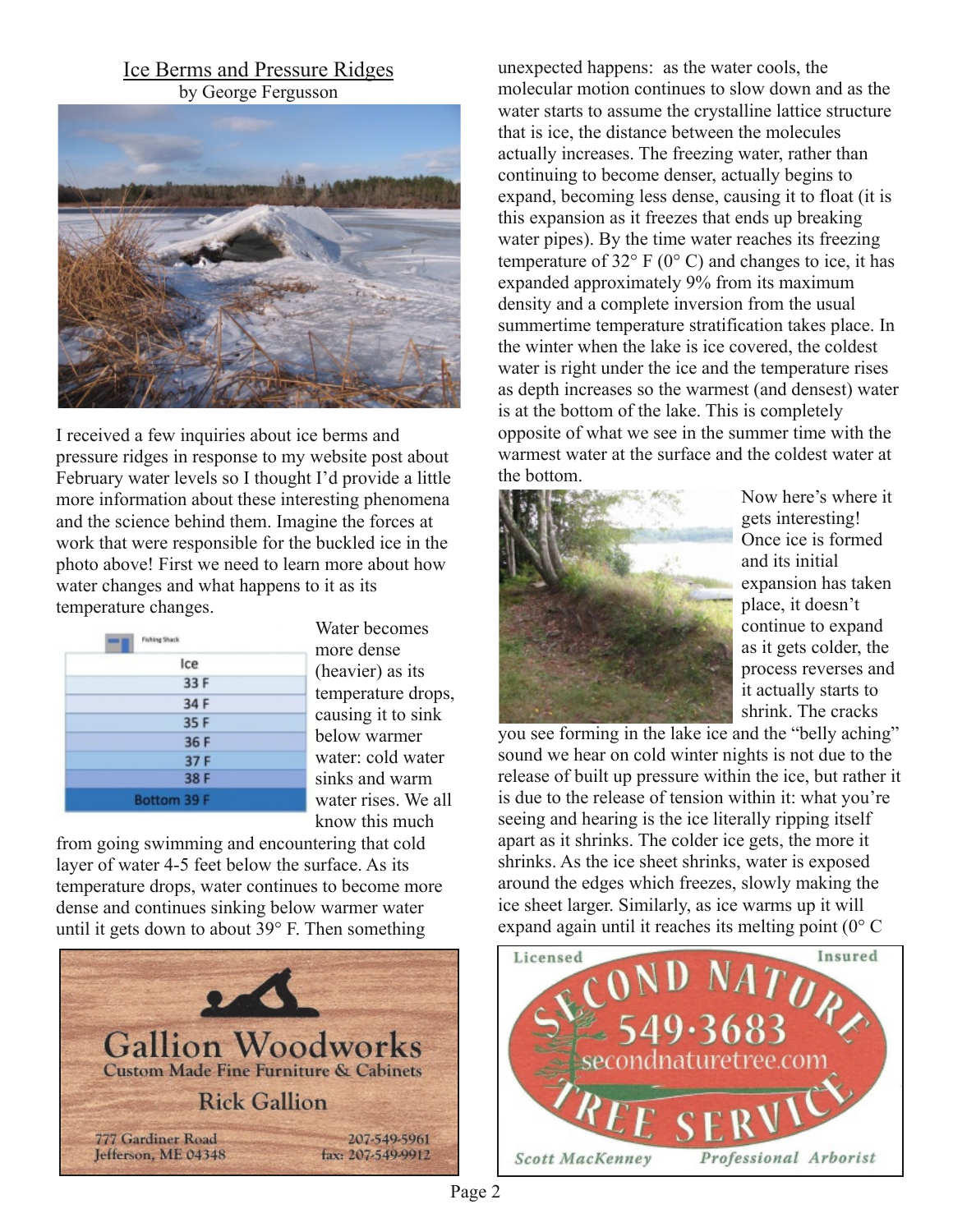## Ice Berms and Pressure Ridges

by George Fergusson

I received a few inquiries about ice berms and pressure ridges in response to my website post about February water levels so I thought I'd provide a little more information about these interesting phenomena and the science behind them. Imagine the forces at work that were responsible for the buckled ice in the photo above! First we need to learn more about how water changes and what happens to it as its temperature changes.

| Fishing Shack |
|---|
| Ice |
| 33 F |
| 34 F |
| 35 F |
| 36 F |
| 37 F |
| 38 F |
| Bottom 39 F |

Water becomes more dense (heavier) as its temperature drops, causing it to sink below warmer water: cold water sinks and warm water rises. We all know this much from going swimming and encountering that cold layer of water 4-5 feet below the surface. As its temperature drops, water continues to become more dense and continues sinking below warmer water until it gets down to about 39° F. Then something unexpected happens: as the water cools, the molecular motion continues to slow down and as the water starts to assume the crystalline lattice structure that is ice, the distance between the molecules actually increases. The freezing water, rather than continuing to become denser, actually begins to expand, becoming less dense, causing it to float (it is this expansion as it freezes that ends up breaking water pipes). By the time water reaches its freezing temperature of 32° F (0° C) and changes to ice, it has expanded approximately 9% from its maximum density and a complete inversion from the usual summertime temperature stratification takes place. In the winter when the lake is ice covered, the coldest water is right under the ice and the temperature rises as depth increases so the warmest (and densest) water is at the bottom of the lake. This is completely opposite of what we see in the summer time with the warmest water at the surface and the coldest water at the bottom.

Now here's where it gets interesting! Once ice is formed and its initial expansion has taken place, it doesn't continue to expand as it gets colder, the process reverses and it actually starts to shrink. The cracks you see forming in the lake ice and the "belly aching" sound we hear on cold winter nights is not due to the release of built up pressure within the ice, but rather it is due to the release of tension within it: what you're seeing and hearing is the ice literally ripping itself apart as it shrinks. The colder ice gets, the more it shrinks. As the ice sheet shrinks, water is exposed around the edges which freezes, slowly making the ice sheet larger. Similarly, as ice warms up it will expand again until it reaches its melting point (0° C

**Gallion Woodworks**
Custom Made Fine Furniture & Cabinets
Rick Gallion
777 Gardiner Road
Jefferson, ME 04348
207-549-5961
fax: 207-549-9912

Licensed Insured
**SECOND NATURE TREE SERVICE**
549-3683
secondnaturetree.com
Scott MacKenney Professional Arborist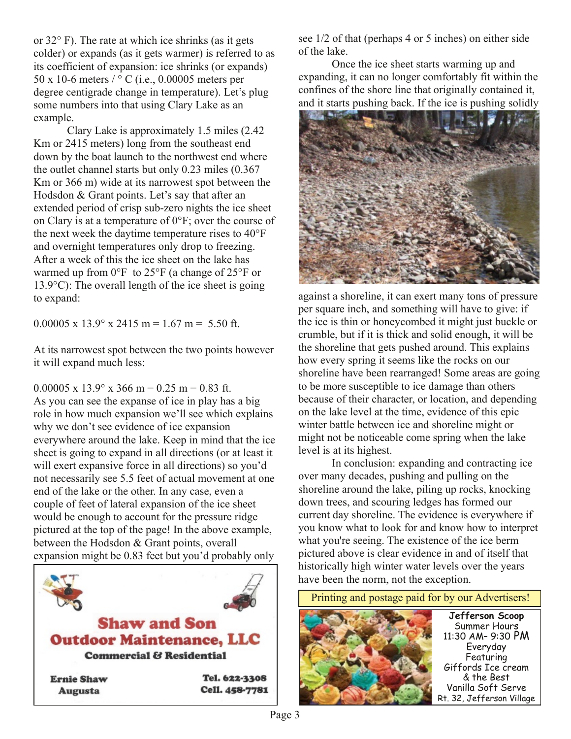or 32° F). The rate at which ice shrinks (as it gets colder) or expands (as it gets warmer) is referred to as its coefficient of expansion: ice shrinks (or expands) 50 x 10-6 meters / ° C (i.e., 0.00005 meters per degree centigrade change in temperature). Let's plug some numbers into that using Clary Lake as an example.

Clary Lake is approximately 1.5 miles (2.42 Km or 2415 meters) long from the southeast end down by the boat launch to the northwest end where the outlet channel starts but only 0.23 miles (0.367 Km or 366 m) wide at its narrowest spot between the Hodsdon & Grant points. Let's say that after an extended period of crisp sub-zero nights the ice sheet on Clary is at a temperature of 0°F; over the course of the next week the daytime temperature rises to 40°F and overnight temperatures only drop to freezing. After a week of this the ice sheet on the lake has warmed up from 0°F to 25°F (a change of 25°F or 13.9°C): The overall length of the ice sheet is going to expand:

0.00005 x 13.9° x 2415 m = 1.67 m = 5.50 ft.

At its narrowest spot between the two points however it will expand much less:

0.00005 x 13.9° x 366 m = 0.25 m = 0.83 ft.

As you can see the expanse of ice in play has a big role in how much expansion we'll see which explains why we don't see evidence of ice expansion everywhere around the lake. Keep in mind that the ice sheet is going to expand in all directions (or at least it will exert expansive force in all directions) so you'd not necessarily see 5.5 feet of actual movement at one end of the lake or the other. In any case, even a couple of feet of lateral expansion of the ice sheet would be enough to account for the pressure ridge pictured at the top of the page! In the above example, between the Hodsdon & Grant points, overall expansion might be 0.83 feet but you'd probably only see 1/2 of that (perhaps 4 or 5 inches) on either side of the lake.

Once the ice sheet starts warming up and expanding, it can no longer comfortably fit within the confines of the shore line that originally contained it, and it starts pushing back. If the ice is pushing solidly against a shoreline, it can exert many tons of pressure per square inch, and something will have to give: if the ice is thin or honeycombed it might just buckle or crumble, but if it is thick and solid enough, it will be the shoreline that gets pushed around. This explains how every spring it seems like the rocks on our shoreline have been rearranged! Some areas are going to be more susceptible to ice damage than others because of their character, or location, and depending on the lake level at the time, evidence of this epic winter battle between ice and shoreline might or might not be noticeable come spring when the lake level is at its highest.

In conclusion: expanding and contracting ice over many decades, pushing and pulling on the shoreline around the lake, piling up rocks, knocking down trees, and scouring ledges has formed our current day shoreline. The evidence is everywhere if you know what to look for and know how to interpret what you're seeing. The existence of the ice berm pictured above is clear evidence in and of itself that historically high winter water levels over the years have been the norm, not the exception.

**Shaw and Son Outdoor Maintenance, LLC**
**Commercial & Residential**

**Ernie Shaw**
**Augusta**

**Tel. 622-3308**
**Cell. 458-7781**

Printing and postage paid for by our Advertisers!

**Jefferson Scoop**
Summer Hours
11:30 AM- 9:30 PM
Everyday
Featuring
Giffords Ice cream
& the Best
Vanilla Soft Serve
Rt. 32, Jefferson Village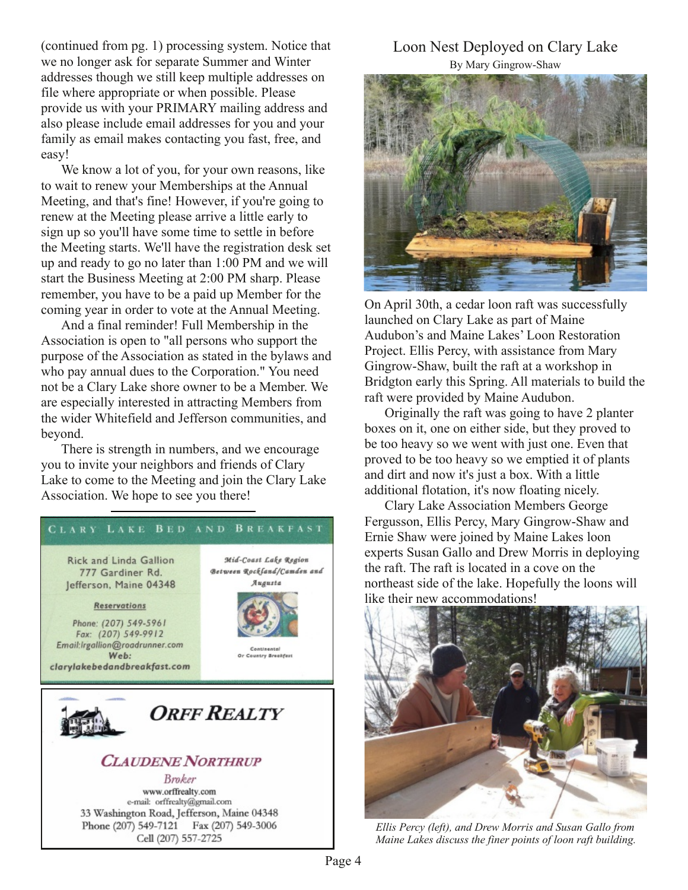(continued from pg. 1) processing system. Notice that we no longer ask for separate Summer and Winter addresses though we still keep multiple addresses on file where appropriate or when possible. Please provide us with your PRIMARY mailing address and also please include email addresses for you and your family as email makes contacting you fast, free, and easy!

We know a lot of you, for your own reasons, like to wait to renew your Memberships at the Annual Meeting, and that's fine! However, if you're going to renew at the Meeting please arrive a little early to sign up so you'll have some time to settle in before the Meeting starts. We'll have the registration desk set up and ready to go no later than 1:00 PM and we will start the Business Meeting at 2:00 PM sharp. Please remember, you have to be a paid up Member for the coming year in order to vote at the Annual Meeting.

And a final reminder! Full Membership in the Association is open to "all persons who support the purpose of the Association as stated in the bylaws and who pay annual dues to the Corporation." You need not be a Clary Lake shore owner to be a Member. We are especially interested in attracting Members from the wider Whitefield and Jefferson communities, and beyond.

There is strength in numbers, and we encourage you to invite your neighbors and friends of Clary Lake to come to the Meeting and join the Clary Lake Association. We hope to see you there!

---

**CLARY LAKE BED AND BREAKFAST**

Rick and Linda Gallion
777 Gardiner Rd.
Jefferson, Maine 04348

Reservations

Phone: (207) 549-5961
Fax: (207) 549-9912
Email: lrgallion@roadrunner.com
Web: clarylakebedandbreakfast.com

*Mid-Coast Lake Region Between Rockland/Camden and Augusta*

Continental Or Country Breakfast

---

**ORFF REALTY**

**CLAUDENE NORTHRUP**
*Broker*
www.orffrealty.com
e-mail: orffrealty@gmail.com
33 Washington Road, Jefferson, Maine 04348
Phone (207) 549-7121 Fax (207) 549-3006
Cell (207) 557-2725

---

## Loon Nest Deployed on Clary Lake

By Mary Gingrow-Shaw

On April 30th, a cedar loon raft was successfully launched on Clary Lake as part of Maine Audubon's and Maine Lakes' Loon Restoration Project. Ellis Percy, with assistance from Mary Gingrow-Shaw, built the raft at a workshop in Bridgton early this Spring. All materials to build the raft were provided by Maine Audubon.

Originally the raft was going to have 2 planter boxes on it, one on either side, but they proved to be too heavy so we went with just one. Even that proved to be too heavy so we emptied it of plants and dirt and now it's just a box. With a little additional flotation, it's now floating nicely.

Clary Lake Association Members George Fergusson, Ellis Percy, Mary Gingrow-Shaw and Ernie Shaw were joined by Maine Lakes loon experts Susan Gallo and Drew Morris in deploying the raft. The raft is located in a cove on the northeast side of the lake. Hopefully the loons will like their new accommodations!

*Ellis Percy (left), and Drew Morris and Susan Gallo from Maine Lakes discuss the finer points of loon raft building.*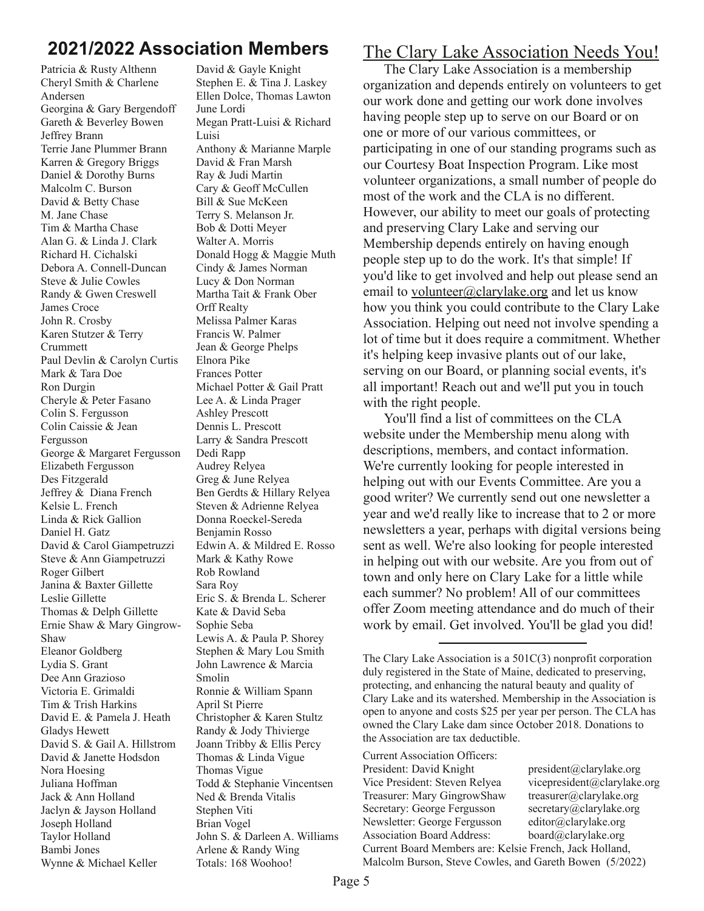## 2021/2022 Association Members

Patricia & Rusty Althenn
Cheryl Smith & Charlene Andersen
Georgina & Gary Bergendoff
Gareth & Beverley Bowen
Jeffrey Brann
Terrie Jane Plummer Brann
Karren & Gregory Briggs
Daniel & Dorothy Burns
Malcolm C. Burson
David & Betty Chase
M. Jane Chase
Tim & Martha Chase
Alan G. & Linda J. Clark
Richard H. Cichalski
Debora A. Connell-Duncan
Steve & Julie Cowles
Randy & Gwen Creswell
James Croce
John R. Crosby
Karen Stutzer & Terry Crummett
Paul Devlin & Carolyn Curtis
Mark & Tara Doe
Ron Durgin
Cheryle & Peter Fasano
Colin S. Fergusson
Colin Caissie & Jean Fergusson
George & Margaret Fergusson
Elizabeth Fergusson
Des Fitzgerald
Jeffrey & Diana French
Kelsie L. French
Linda & Rick Gallion
Daniel H. Gatz
David & Carol Giampetruzzi
Steve & Ann Giampetruzzi
Roger Gilbert
Janina & Baxter Gillette
Leslie Gillette
Thomas & Delph Gillette
Ernie Shaw & Mary Gingrow-Shaw
Eleanor Goldberg
Lydia S. Grant
Dee Ann Grazioso
Victoria E. Grimaldi
Tim & Trish Harkins
David E. & Pamela J. Heath
Gladys Hewett
David S. & Gail A. Hillstrom
David & Janette Hodsdon
Nora Hoesing
Juliana Hoffman
Jack & Ann Holland
Jaclyn & Jayson Holland
Joseph Holland
Taylor Holland
Bambi Jones
Wynne & Michael Keller
David & Gayle Knight
Stephen E. & Tina J. Laskey
Ellen Dolce, Thomas Lawton
June Lordi
Megan Pratt-Luisi & Richard Luisi
Anthony & Marianne Marple
David & Fran Marsh
Ray & Judi Martin
Cary & Geoff McCullen
Bill & Sue McKeen
Terry S. Melanson Jr.
Bob & Dotti Meyer
Walter A. Morris
Donald Hogg & Maggie Muth
Cindy & James Norman
Lucy & Don Norman
Martha Tait & Frank Ober
Orff Realty
Melissa Palmer Karas
Francis W. Palmer
Jean & George Phelps
Elnora Pike
Frances Potter
Michael Potter & Gail Pratt
Lee A. & Linda Prager
Ashley Prescott
Dennis L. Prescott
Larry & Sandra Prescott
Dedi Rapp
Audrey Relyea
Greg & June Relyea
Ben Gerdts & Hillary Relyea
Steven & Adrienne Relyea
Donna Roeckel-Sereda
Benjamin Rosso
Edwin A. & Mildred E. Rosso
Mark & Kathy Rowe
Rob Rowland
Sara Roy
Eric S. & Brenda L. Scherer
Kate & David Seba
Sophie Seba
Lewis A. & Paula P. Shorey
Stephen & Mary Lou Smith
John Lawrence & Marcia Smolin
Ronnie & William Spann
April St Pierre
Christopher & Karen Stultz
Randy & Jody Thivierge
Joann Tribby & Ellis Percy
Thomas & Linda Vigue
Thomas Vigue
Todd & Stephanie Vincentsen
Ned & Brenda Vitalis
Stephen Viti
Brian Vogel
John S. & Darleen A. Williams
Arlene & Randy Wing
Totals: 168 Woohoo!

## The Clary Lake Association Needs You!

The Clary Lake Association is a membership organization and depends entirely on volunteers to get our work done and getting our work done involves having people step up to serve on our Board or on one or more of our various committees, or participating in one of our standing programs such as our Courtesy Boat Inspection Program. Like most volunteer organizations, a small number of people do most of the work and the CLA is no different. However, our ability to meet our goals of protecting and preserving Clary Lake and serving our Membership depends entirely on having enough people step up to do the work. It's that simple! If you'd like to get involved and help out please send an email to volunteer@clarylake.org and let us know how you think you could contribute to the Clary Lake Association. Helping out need not involve spending a lot of time but it does require a commitment. Whether it's helping keep invasive plants out of our lake, serving on our Board, or planning social events, it's all important! Reach out and we'll put you in touch with the right people.

You'll find a list of committees on the CLA website under the Membership menu along with descriptions, members, and contact information. We're currently looking for people interested in helping out with our Events Committee. Are you a good writer? We currently send out one newsletter a year and we'd really like to increase that to 2 or more newsletters a year, perhaps with digital versions being sent as well. We're also looking for people interested in helping out with our website. Are you from out of town and only here on Clary Lake for a little while each summer? No problem! All of our committees offer Zoom meeting attendance and do much of their work by email. Get involved. You'll be glad you did!

---

The Clary Lake Association is a 501C(3) nonprofit corporation duly registered in the State of Maine, dedicated to preserving, protecting, and enhancing the natural beauty and quality of Clary Lake and its watershed. Membership in the Association is open to anyone and costs $25 per year per person. The CLA has owned the Clary Lake dam since October 2018. Donations to the Association are tax deductible.

Current Association Officers:

| | |
|---|---|
| President: David Knight | president@clarylake.org |
| Vice President: Steven Relyea | vicepresident@clarylake.org |
| Treasurer: Mary GingrowShaw | treasurer@clarylake.org |
| Secretary: George Fergusson | secretary@clarylake.org |
| Newsletter: George Fergusson | editor@clarylake.org |
| Association Board Address: | board@clarylake.org |

Current Board Members are: Kelsie French, Jack Holland, Malcolm Burson, Steve Cowles, and Gareth Bowen (5/2022)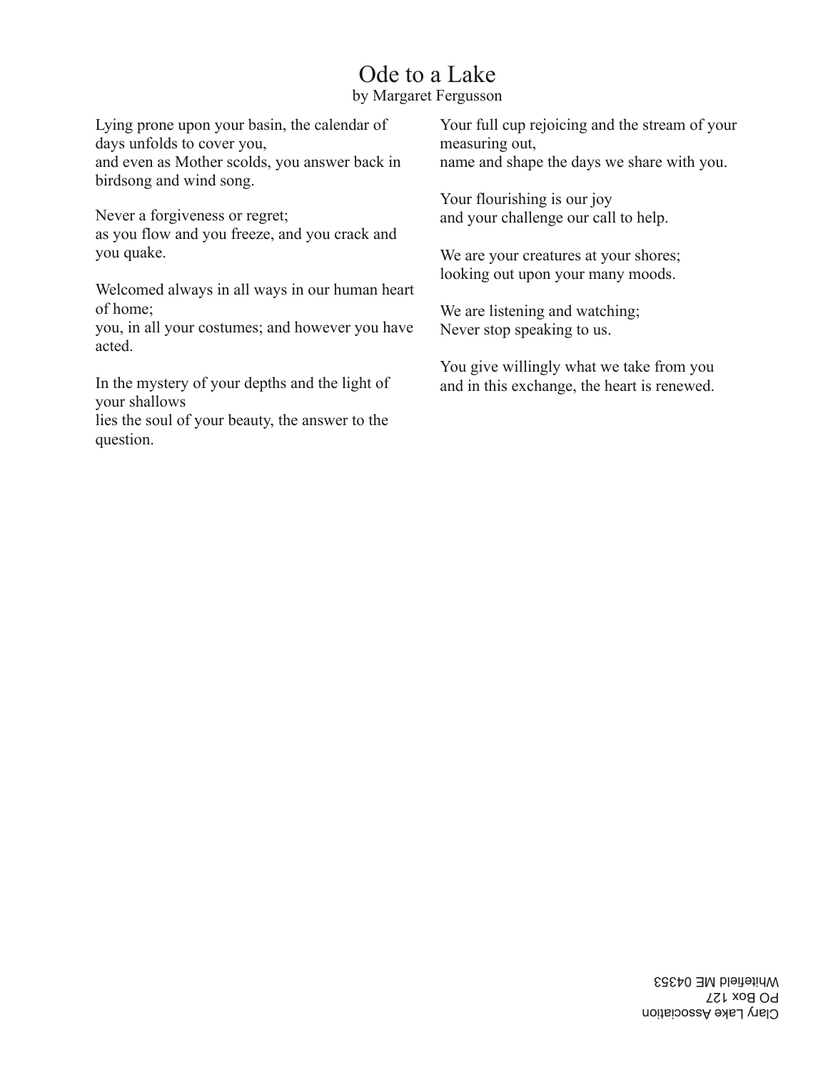# Ode to a Lake

by Margaret Fergusson

Lying prone upon your basin, the calendar of days unfolds to cover you,
and even as Mother scolds, you answer back in birdsong and wind song.

Never a forgiveness or regret;
as you flow and you freeze, and you crack and you quake.

Welcomed always in all ways in our human heart of home;
you, in all your costumes; and however you have acted.

In the mystery of your depths and the light of your shallows
lies the soul of your beauty, the answer to the question.

Your full cup rejoicing and the stream of your measuring out,
name and shape the days we share with you.

Your flourishing is our joy
and your challenge our call to help.

We are your creatures at your shores;
looking out upon your many moods.

We are listening and watching;
Never stop speaking to us.

You give willingly what we take from you
and in this exchange, the heart is renewed.

Clary Lake Association
PO Box 127
Whitefield ME 04353